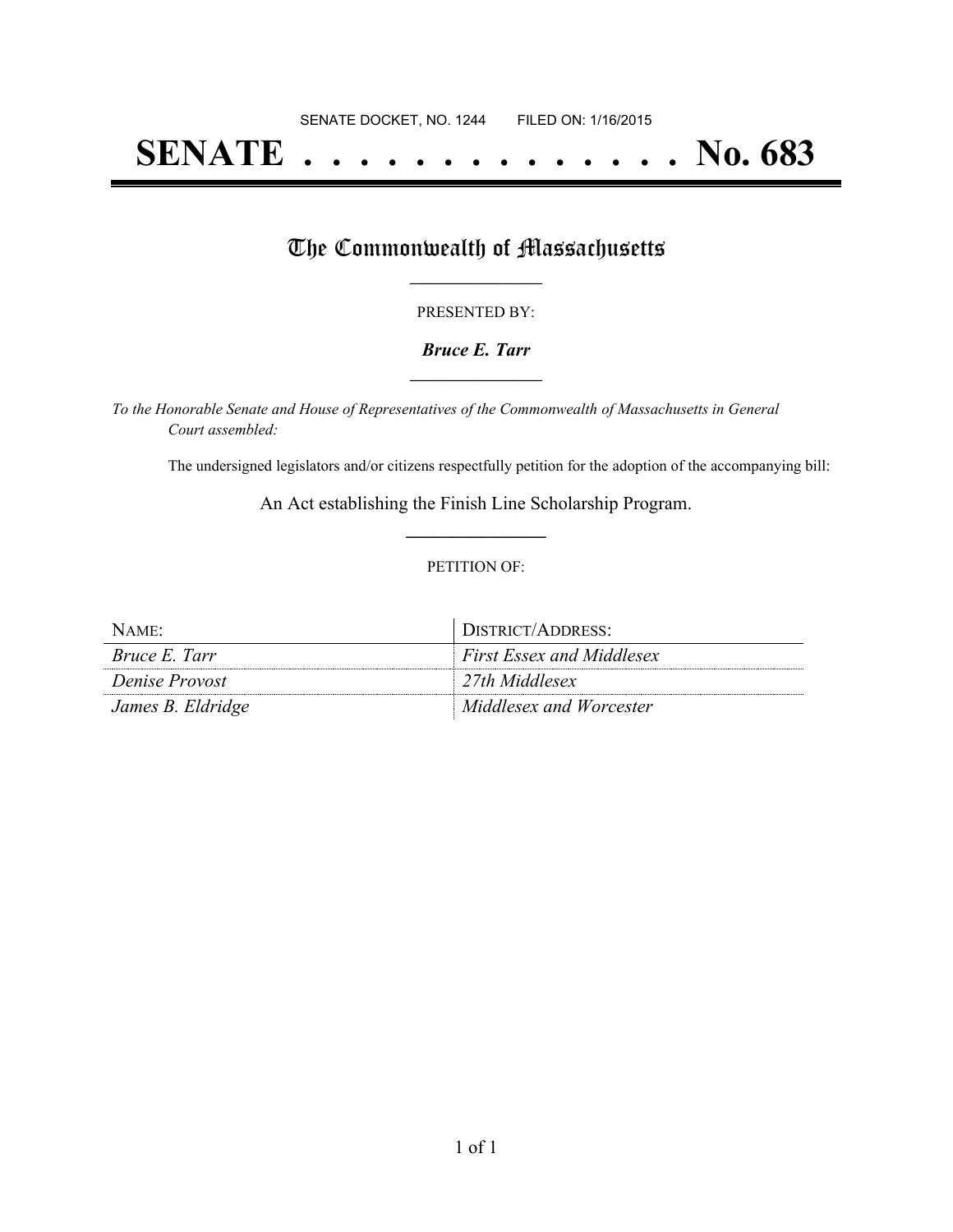SENATE DOCKET, NO. 1244        FILED ON: 1/16/2015

# SENATE . . . . . . . . . . . . . . No. 683

## The Commonwealth of Massachusetts

PRESENTED BY:

***Bruce E. Tarr***

*To the Honorable Senate and House of Representatives of the Commonwealth of Massachusetts in General Court assembled:*

The undersigned legislators and/or citizens respectfully petition for the adoption of the accompanying bill:

An Act establishing the Finish Line Scholarship Program.

PETITION OF:

| NAME: | DISTRICT/ADDRESS: |
|---|---|
| *Bruce E. Tarr* | *First Essex and Middlesex* |
| *Denise Provost* | *27th Middlesex* |
| *James B. Eldridge* | *Middlesex and Worcester* |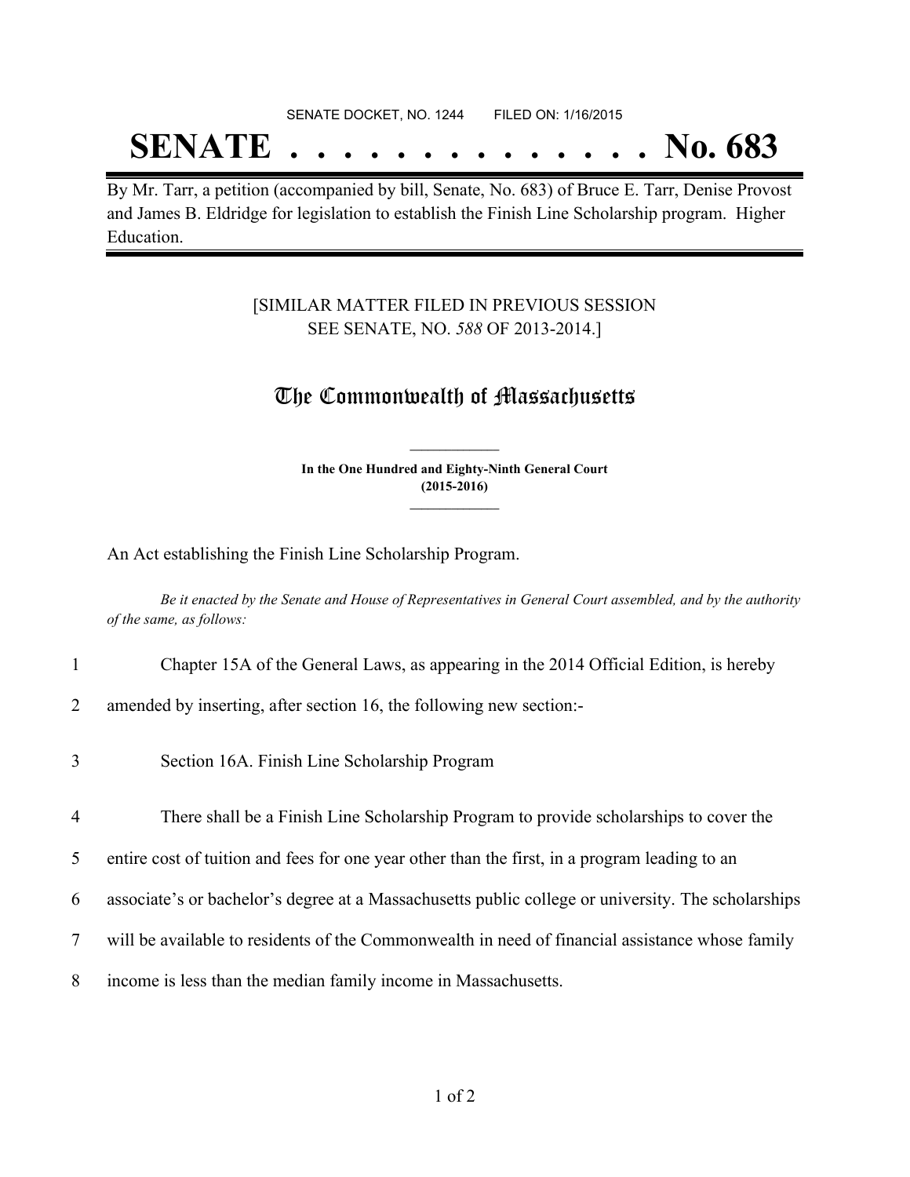SENATE DOCKET, NO. 1244 FILED ON: 1/16/2015

# SENATE . . . . . . . . . . . . . . No. 683

By Mr. Tarr, a petition (accompanied by bill, Senate, No. 683) of Bruce E. Tarr, Denise Provost and James B. Eldridge for legislation to establish the Finish Line Scholarship program. Higher Education.

[SIMILAR MATTER FILED IN PREVIOUS SESSION SEE SENATE, NO. *588* OF 2013-2014.]

## The Commonwealth of Massachusetts

**In the One Hundred and Eighty-Ninth General Court (2015-2016)**

An Act establishing the Finish Line Scholarship Program.

*Be it enacted by the Senate and House of Representatives in General Court assembled, and by the authority of the same, as follows:*

1 Chapter 15A of the General Laws, as appearing in the 2014 Official Edition, is hereby
2 amended by inserting, after section 16, the following new section:-

3 Section 16A. Finish Line Scholarship Program

4 There shall be a Finish Line Scholarship Program to provide scholarships to cover the
5 entire cost of tuition and fees for one year other than the first, in a program leading to an
6 associate's or bachelor's degree at a Massachusetts public college or university. The scholarships
7 will be available to residents of the Commonwealth in need of financial assistance whose family
8 income is less than the median family income in Massachusetts.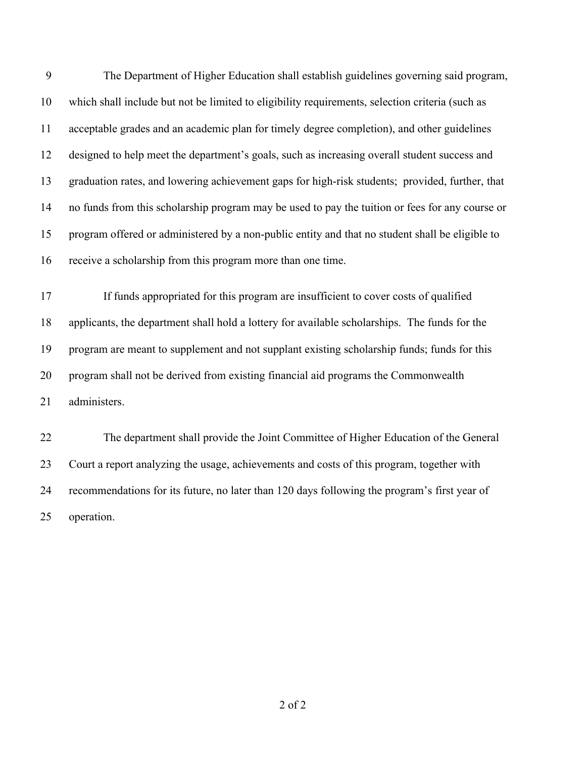The Department of Higher Education shall establish guidelines governing said program, which shall include but not be limited to eligibility requirements, selection criteria (such as acceptable grades and an academic plan for timely degree completion), and other guidelines designed to help meet the department's goals, such as increasing overall student success and graduation rates, and lowering achievement gaps for high-risk students; provided, further, that no funds from this scholarship program may be used to pay the tuition or fees for any course or program offered or administered by a non-public entity and that no student shall be eligible to receive a scholarship from this program more than one time.

If funds appropriated for this program are insufficient to cover costs of qualified applicants, the department shall hold a lottery for available scholarships. The funds for the program are meant to supplement and not supplant existing scholarship funds; funds for this program shall not be derived from existing financial aid programs the Commonwealth administers.

The department shall provide the Joint Committee of Higher Education of the General Court a report analyzing the usage, achievements and costs of this program, together with recommendations for its future, no later than 120 days following the program's first year of operation.